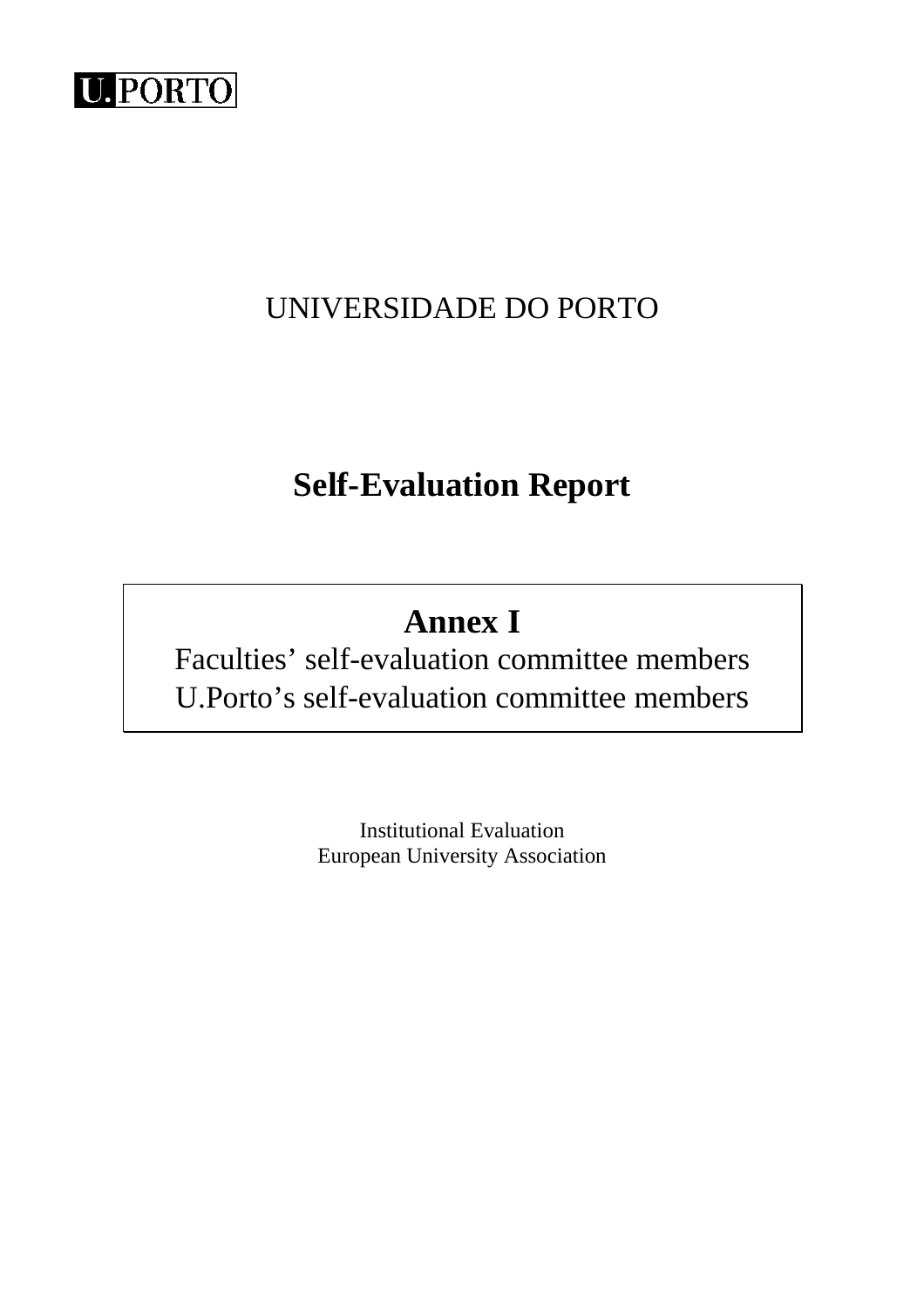U.PORTO

UNIVERSIDADE DO PORTO

# Self-Evaluation Report

## Annex I

Faculties' self-evaluation committee members
U.Porto's self-evaluation committee members

Institutional Evaluation
European University Association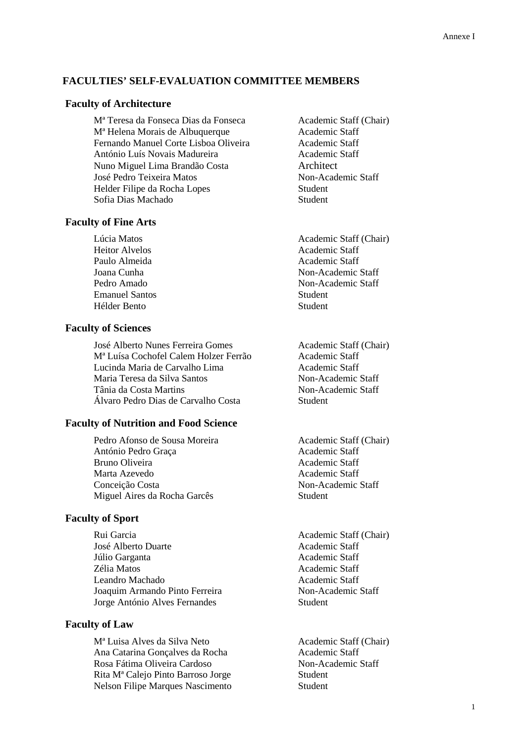Annexe I

## FACULTIES' SELF-EVALUATION COMMITTEE MEMBERS

### Faculty of Architecture

| | |
|---|---|
| Mª Teresa da Fonseca Dias da Fonseca | Academic Staff (Chair) |
| Mª Helena Morais de Albuquerque | Academic Staff |
| Fernando Manuel Corte Lisboa Oliveira | Academic Staff |
| António Luís Novais Madureira | Academic Staff |
| Nuno Miguel Lima Brandão Costa | Architect |
| José Pedro Teixeira Matos | Non-Academic Staff |
| Helder Filipe da Rocha Lopes | Student |
| Sofia Dias Machado | Student |

### Faculty of Fine Arts

| | |
|---|---|
| Lúcia Matos | Academic Staff (Chair) |
| Heitor Alvelos | Academic Staff |
| Paulo Almeida | Academic Staff |
| Joana Cunha | Non-Academic Staff |
| Pedro Amado | Non-Academic Staff |
| Emanuel Santos | Student |
| Hélder Bento | Student |

### Faculty of Sciences

| | |
|---|---|
| José Alberto Nunes Ferreira Gomes | Academic Staff (Chair) |
| Mª Luísa Cochofel Calem Holzer Ferrão | Academic Staff |
| Lucinda Maria de Carvalho Lima | Academic Staff |
| Maria Teresa da Silva Santos | Non-Academic Staff |
| Tânia da Costa Martins | Non-Academic Staff |
| Álvaro Pedro Dias de Carvalho Costa | Student |

### Faculty of Nutrition and Food Science

| | |
|---|---|
| Pedro Afonso de Sousa Moreira | Academic Staff (Chair) |
| António Pedro Graça | Academic Staff |
| Bruno Oliveira | Academic Staff |
| Marta Azevedo | Academic Staff |
| Conceição Costa | Non-Academic Staff |
| Miguel Aires da Rocha Garcês | Student |

### Faculty of Sport

| | |
|---|---|
| Rui Garcia | Academic Staff (Chair) |
| José Alberto Duarte | Academic Staff |
| Júlio Garganta | Academic Staff |
| Zélia Matos | Academic Staff |
| Leandro Machado | Academic Staff |
| Joaquim Armando Pinto Ferreira | Non-Academic Staff |
| Jorge António Alves Fernandes | Student |

### Faculty of Law

| | |
|---|---|
| Mª Luisa Alves da Silva Neto | Academic Staff (Chair) |
| Ana Catarina Gonçalves da Rocha | Academic Staff |
| Rosa Fátima Oliveira Cardoso | Non-Academic Staff |
| Rita Mª Calejo Pinto Barroso Jorge | Student |
| Nelson Filipe Marques Nascimento | Student |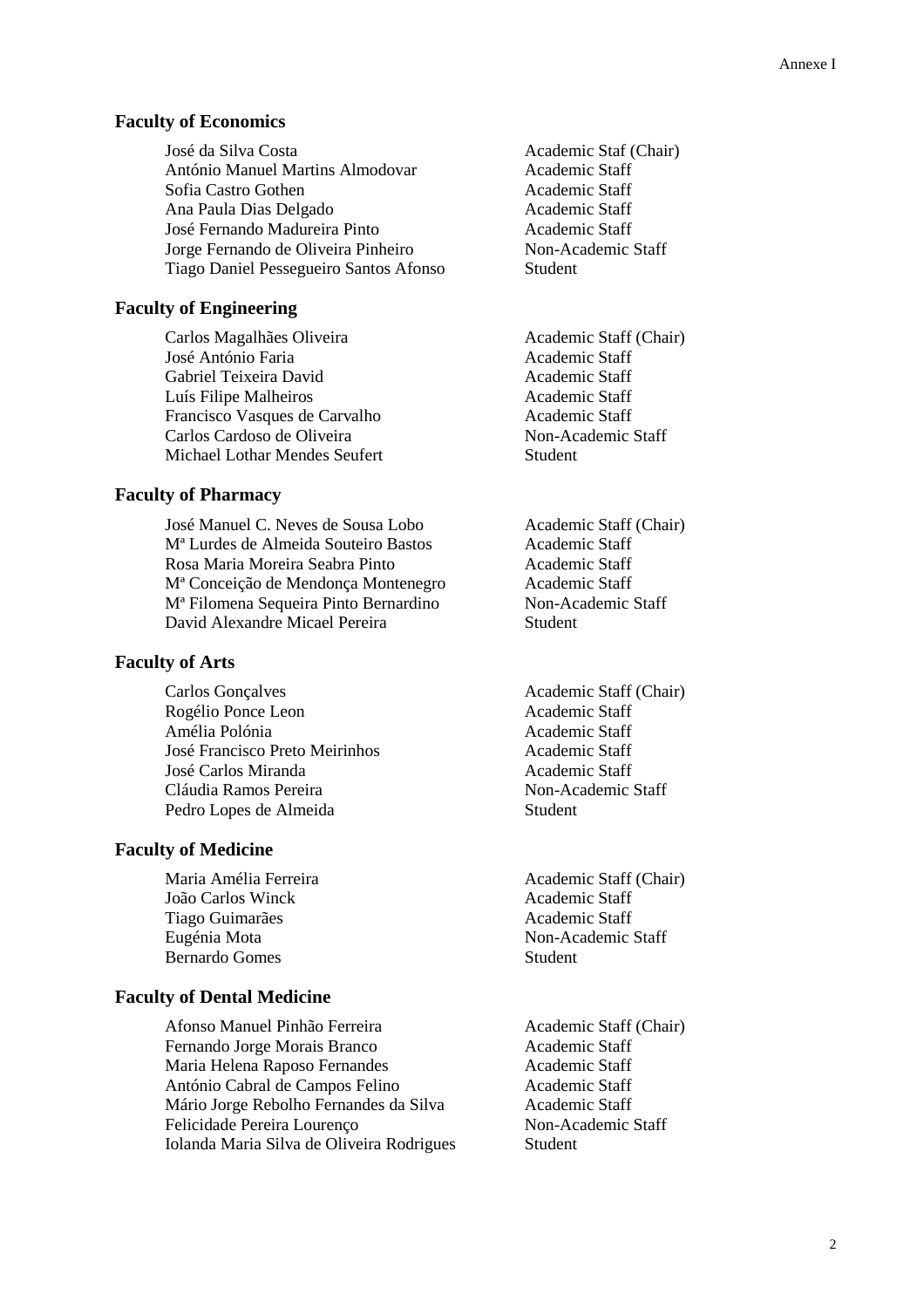## Faculty of Economics

| | |
|---|---|
| José da Silva Costa | Academic Staf (Chair) |
| António Manuel Martins Almodovar | Academic Staff |
| Sofia Castro Gothen | Academic Staff |
| Ana Paula Dias Delgado | Academic Staff |
| José Fernando Madureira Pinto | Academic Staff |
| Jorge Fernando de Oliveira Pinheiro | Non-Academic Staff |
| Tiago Daniel Pessegueiro Santos Afonso | Student |

## Faculty of Engineering

| | |
|---|---|
| Carlos Magalhães Oliveira | Academic Staff (Chair) |
| José António Faria | Academic Staff |
| Gabriel Teixeira David | Academic Staff |
| Luís Filipe Malheiros | Academic Staff |
| Francisco Vasques de Carvalho | Academic Staff |
| Carlos Cardoso de Oliveira | Non-Academic Staff |
| Michael Lothar Mendes Seufert | Student |

## Faculty of Pharmacy

| | |
|---|---|
| José Manuel C. Neves de Sousa Lobo | Academic Staff (Chair) |
| Mª Lurdes de Almeida Souteiro Bastos | Academic Staff |
| Rosa Maria Moreira Seabra Pinto | Academic Staff |
| Mª Conceição de Mendonça Montenegro | Academic Staff |
| Mª Filomena Sequeira Pinto Bernardino | Non-Academic Staff |
| David Alexandre Micael Pereira | Student |

## Faculty of Arts

| | |
|---|---|
| Carlos Gonçalves | Academic Staff (Chair) |
| Rogélio Ponce Leon | Academic Staff |
| Amélia Polónia | Academic Staff |
| José Francisco Preto Meirinhos | Academic Staff |
| José Carlos Miranda | Academic Staff |
| Cláudia Ramos Pereira | Non-Academic Staff |
| Pedro Lopes de Almeida | Student |

## Faculty of Medicine

| | |
|---|---|
| Maria Amélia Ferreira | Academic Staff (Chair) |
| João Carlos Winck | Academic Staff |
| Tiago Guimarães | Academic Staff |
| Eugénia Mota | Non-Academic Staff |
| Bernardo Gomes | Student |

## Faculty of Dental Medicine

| | |
|---|---|
| Afonso Manuel Pinhão Ferreira | Academic Staff (Chair) |
| Fernando Jorge Morais Branco | Academic Staff |
| Maria Helena Raposo Fernandes | Academic Staff |
| António Cabral de Campos Felino | Academic Staff |
| Mário Jorge Rebolho Fernandes da Silva | Academic Staff |
| Felicidade Pereira Lourenço | Non-Academic Staff |
| Iolanda Maria Silva de Oliveira Rodrigues | Student |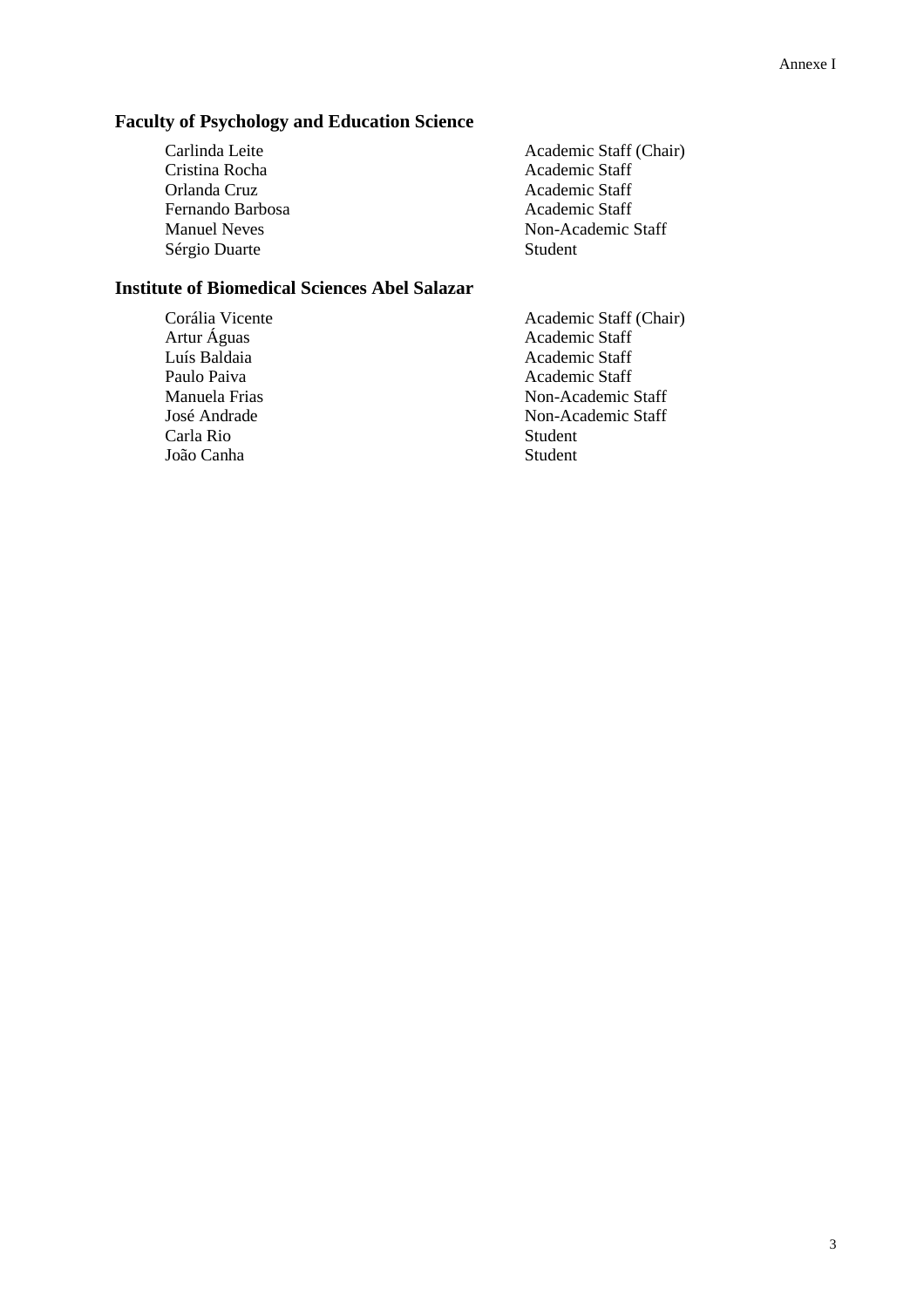## Faculty of Psychology and Education Science

| | |
|---|---|
| Carlinda Leite | Academic Staff (Chair) |
| Cristina Rocha | Academic Staff |
| Orlanda Cruz | Academic Staff |
| Fernando Barbosa | Academic Staff |
| Manuel Neves | Non-Academic Staff |
| Sérgio Duarte | Student |

## Institute of Biomedical Sciences Abel Salazar

| | |
|---|---|
| Corália Vicente | Academic Staff (Chair) |
| Artur Águas | Academic Staff |
| Luís Baldaia | Academic Staff |
| Paulo Paiva | Academic Staff |
| Manuela Frias | Non-Academic Staff |
| José Andrade | Non-Academic Staff |
| Carla Rio | Student |
| João Canha | Student |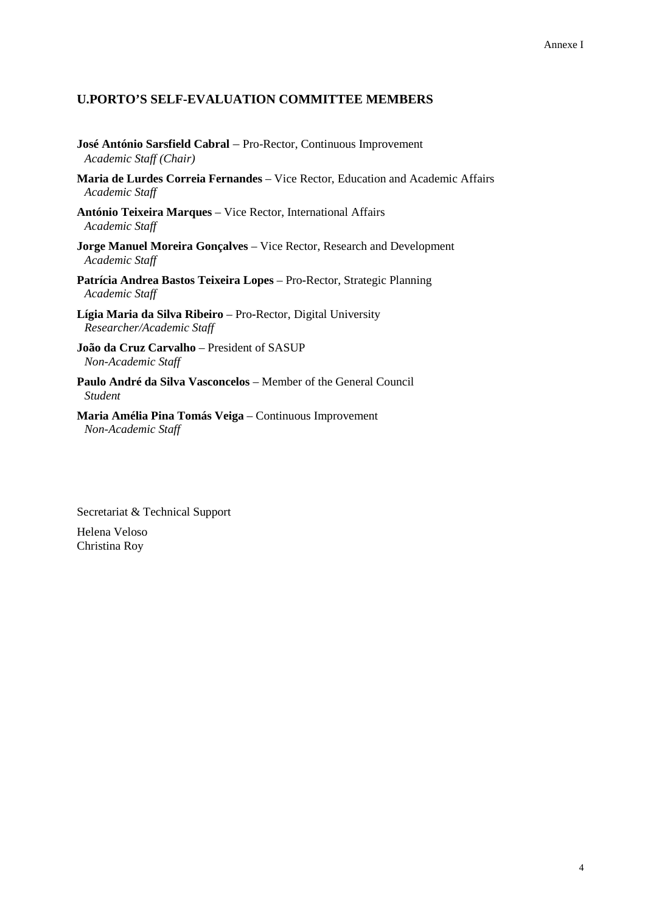Annexe I

## U.PORTO'S SELF-EVALUATION COMMITTEE MEMBERS

**José António Sarsfield Cabral** – Pro-Rector, Continuous Improvement
*Academic Staff (Chair)*

**Maria de Lurdes Correia Fernandes** – Vice Rector, Education and Academic Affairs
*Academic Staff*

**António Teixeira Marques** – Vice Rector, International Affairs
*Academic Staff*

**Jorge Manuel Moreira Gonçalves** – Vice Rector, Research and Development
*Academic Staff*

**Patrícia Andrea Bastos Teixeira Lopes** – Pro-Rector, Strategic Planning
*Academic Staff*

**Lígia Maria da Silva Ribeiro** – Pro-Rector, Digital University
*Researcher/Academic Staff*

**João da Cruz Carvalho** – President of SASUP
*Non-Academic Staff*

**Paulo André da Silva Vasconcelos** – Member of the General Council
*Student*

**Maria Amélia Pina Tomás Veiga** – Continuous Improvement
*Non-Academic Staff*

Secretariat & Technical Support

Helena Veloso
Christina Roy